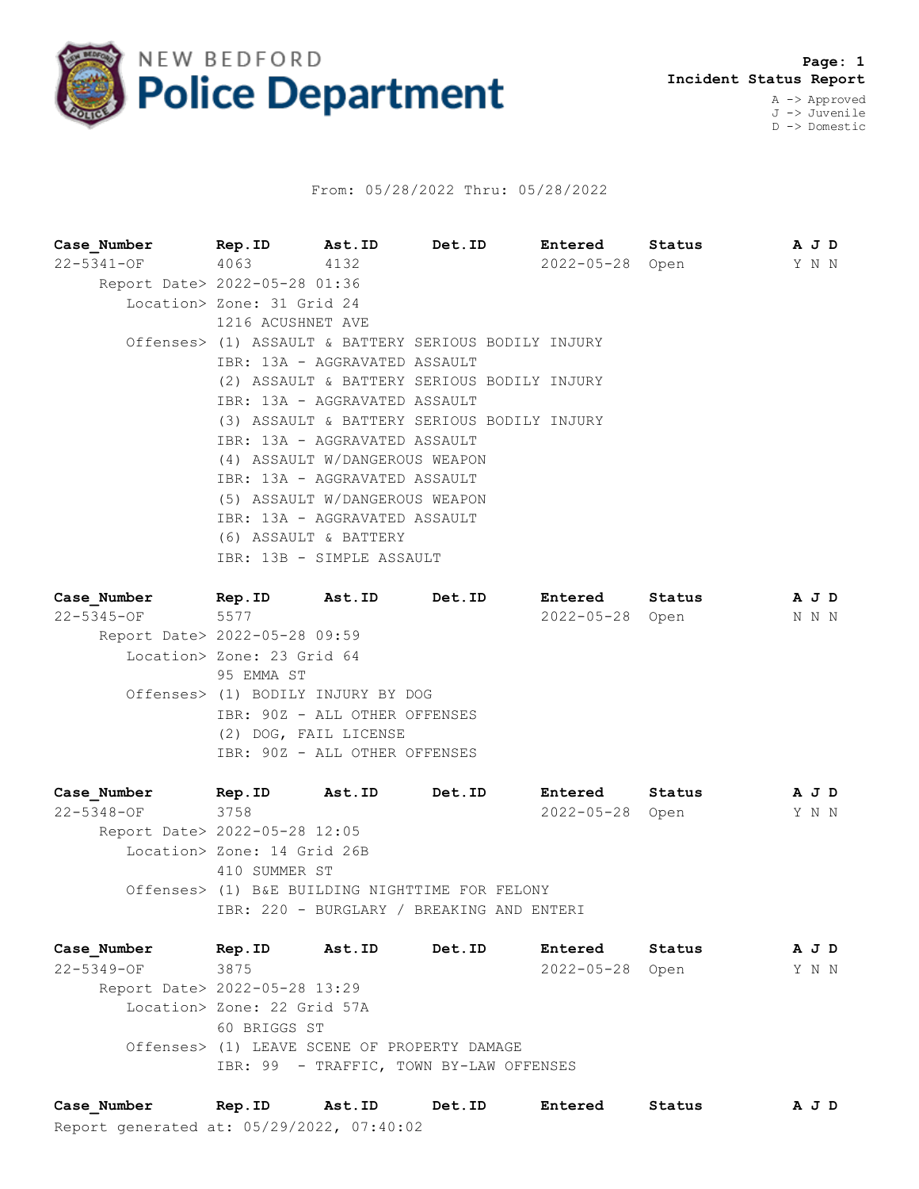# NEW BEDFORD Police Department

**Page: 1**
**Incident Status Report**

A -> Approved
J -> Juvenile
D -> Domestic

From: 05/28/2022 Thru: 05/28/2022

| Case_Number | Rep.ID | Ast.ID | Det.ID | Entered | Status | A J D |
|---|---|---|---|---|---|---|
| 22-5341-OF | 4063 | 4132 | | 2022-05-28 | Open | Y N N |

Report Date> 2022-05-28 01:36
Location> Zone: 31 Grid 24
1216 ACUSHNET AVE
Offenses> (1) ASSAULT & BATTERY SERIOUS BODILY INJURY
IBR: 13A - AGGRAVATED ASSAULT
(2) ASSAULT & BATTERY SERIOUS BODILY INJURY
IBR: 13A - AGGRAVATED ASSAULT
(3) ASSAULT & BATTERY SERIOUS BODILY INJURY
IBR: 13A - AGGRAVATED ASSAULT
(4) ASSAULT W/DANGEROUS WEAPON
IBR: 13A - AGGRAVATED ASSAULT
(5) ASSAULT W/DANGEROUS WEAPON
IBR: 13A - AGGRAVATED ASSAULT
(6) ASSAULT & BATTERY
IBR: 13B - SIMPLE ASSAULT

| Case_Number | Rep.ID | Ast.ID | Det.ID | Entered | Status | A J D |
|---|---|---|---|---|---|---|
| 22-5345-OF | 5577 | | | 2022-05-28 | Open | N N N |

Report Date> 2022-05-28 09:59
Location> Zone: 23 Grid 64
95 EMMA ST
Offenses> (1) BODILY INJURY BY DOG
IBR: 90Z - ALL OTHER OFFENSES
(2) DOG, FAIL LICENSE
IBR: 90Z - ALL OTHER OFFENSES

| Case_Number | Rep.ID | Ast.ID | Det.ID | Entered | Status | A J D |
|---|---|---|---|---|---|---|
| 22-5348-OF | 3758 | | | 2022-05-28 | Open | Y N N |

Report Date> 2022-05-28 12:05
Location> Zone: 14 Grid 26B
410 SUMMER ST
Offenses> (1) B&E BUILDING NIGHTTIME FOR FELONY
IBR: 220 - BURGLARY / BREAKING AND ENTERI

| Case_Number | Rep.ID | Ast.ID | Det.ID | Entered | Status | A J D |
|---|---|---|---|---|---|---|
| 22-5349-OF | 3875 | | | 2022-05-28 | Open | Y N N |

Report Date> 2022-05-28 13:29
Location> Zone: 22 Grid 57A
60 BRIGGS ST
Offenses> (1) LEAVE SCENE OF PROPERTY DAMAGE
IBR: 99 - TRAFFIC, TOWN BY-LAW OFFENSES

| Case_Number | Rep.ID | Ast.ID | Det.ID | Entered | Status | A J D |
|---|---|---|---|---|---|---|

Report generated at: 05/29/2022, 07:40:02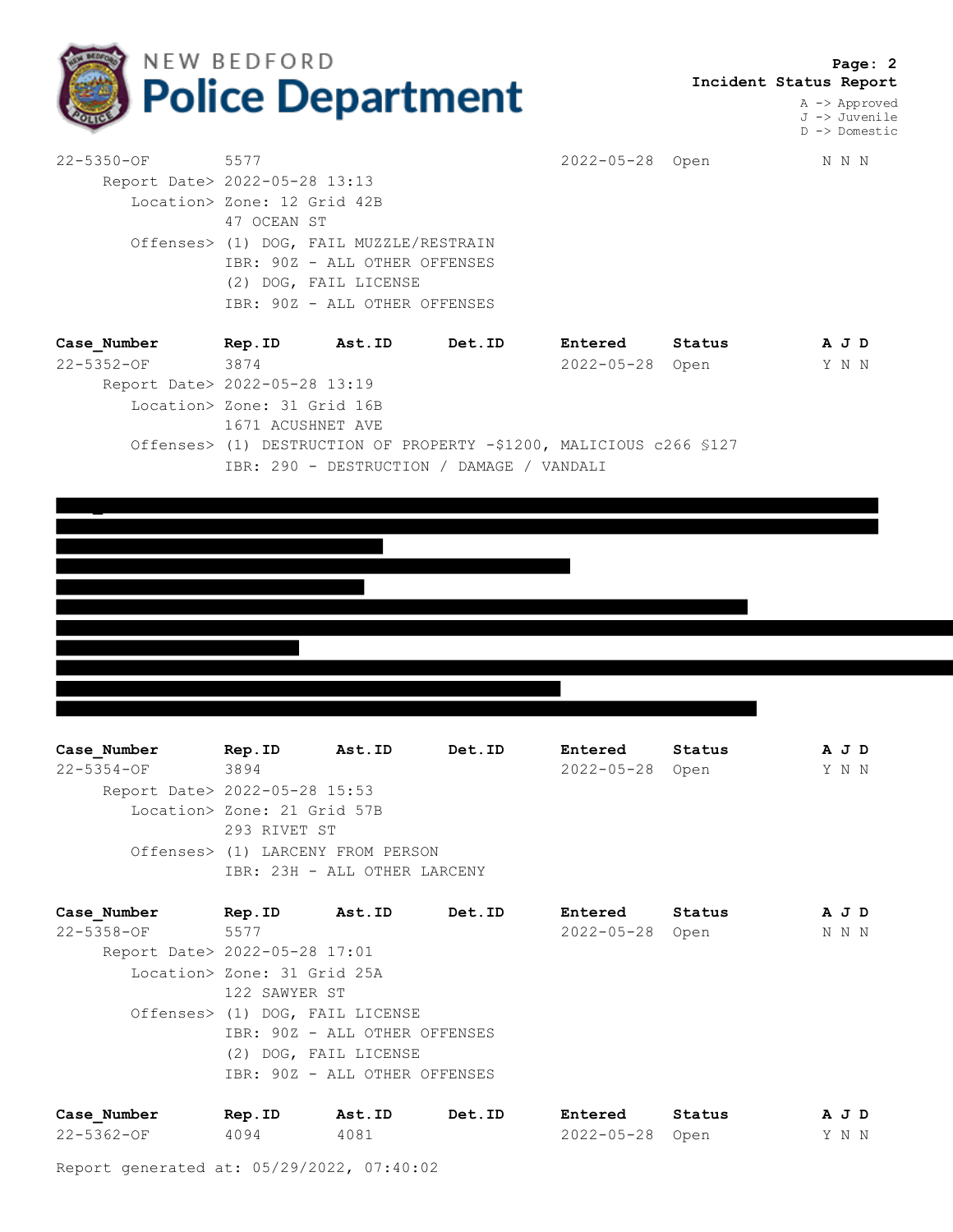**Incident Status Report**

A -> Approved
J -> Juvenile
D -> Domestic

```
22-5350-OF          5577                                  2022-05-28   Open          N N N
     Report Date> 2022-05-28 13:13
        Location> Zone: 12 Grid 42B
                  47 OCEAN ST
        Offenses> (1) DOG, FAIL MUZZLE/RESTRAIN
                  IBR: 90Z - ALL OTHER OFFENSES
                  (2) DOG, FAIL LICENSE
                  IBR: 90Z - ALL OTHER OFFENSES
```

```
Case_Number         Rep.ID      Ast.ID      Det.ID      Entered      Status        A J D
22-5352-OF          3874                                2022-05-28   Open          Y N N
     Report Date> 2022-05-28 13:19
        Location> Zone: 31 Grid 16B
                  1671 ACUSHNET AVE
        Offenses> (1) DESTRUCTION OF PROPERTY -$1200, MALICIOUS c266 §127
                  IBR: 290 - DESTRUCTION / DAMAGE / VANDALI
```

[REDACTED]

```
Case_Number         Rep.ID      Ast.ID      Det.ID      Entered      Status        A J D
22-5354-OF          3894                                2022-05-28   Open          Y N N
     Report Date> 2022-05-28 15:53
        Location> Zone: 21 Grid 57B
                  293 RIVET ST
        Offenses> (1) LARCENY FROM PERSON
                  IBR: 23H - ALL OTHER LARCENY
```

```
Case_Number         Rep.ID      Ast.ID      Det.ID      Entered      Status        A J D
22-5358-OF          5577                                2022-05-28   Open          N N N
     Report Date> 2022-05-28 17:01
        Location> Zone: 31 Grid 25A
                  122 SAWYER ST
        Offenses> (1) DOG, FAIL LICENSE
                  IBR: 90Z - ALL OTHER OFFENSES
                  (2) DOG, FAIL LICENSE
                  IBR: 90Z - ALL OTHER OFFENSES
```

```
Case_Number         Rep.ID      Ast.ID      Det.ID      Entered      Status        A J D
22-5362-OF          4094        4081                    2022-05-28   Open          Y N N
```

Report generated at: 05/29/2022, 07:40:02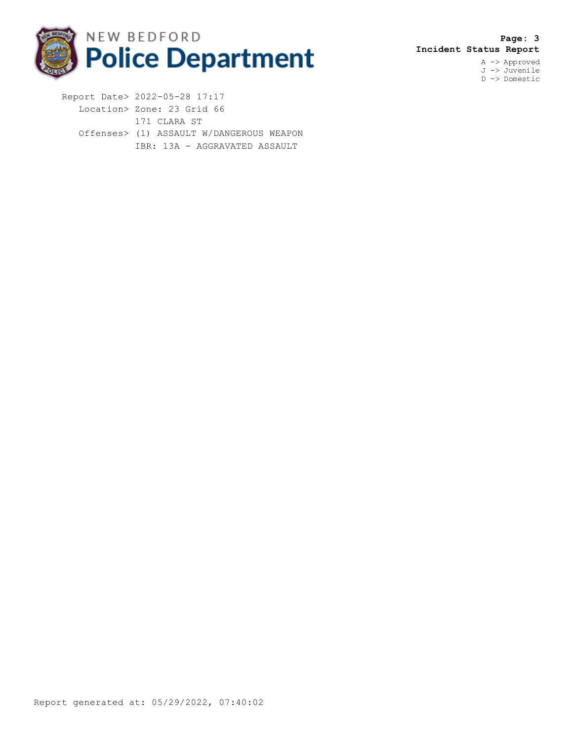Report Date> 2022-05-28 17:17

Location> Zone: 23 Grid 66
171 CLARA ST

Offenses> (1) ASSAULT W/DANGEROUS WEAPON
IBR: 13A - AGGRAVATED ASSAULT